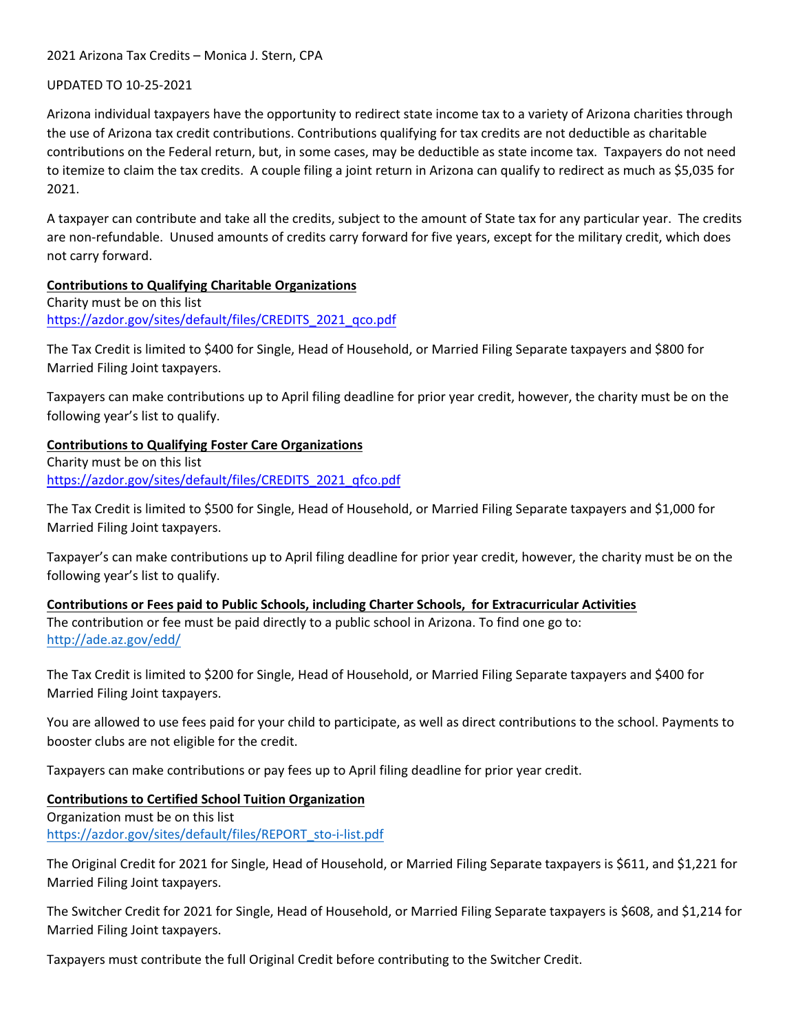2021 Arizona Tax Credits – Monica J. Stern, CPA

UPDATED TO 10-25-2021

Arizona individual taxpayers have the opportunity to redirect state income tax to a variety of Arizona charities through the use of Arizona tax credit contributions. Contributions qualifying for tax credits are not deductible as charitable contributions on the Federal return, but, in some cases, may be deductible as state income tax. Taxpayers do not need to itemize to claim the tax credits. A couple filing a joint return in Arizona can qualify to redirect as much as $5,035 for 2021.

A taxpayer can contribute and take all the credits, subject to the amount of State tax for any particular year. The credits are non-refundable. Unused amounts of credits carry forward for five years, except for the military credit, which does not carry forward.

**Contributions to Qualifying Charitable Organizations**

Charity must be on this list
https://azdor.gov/sites/default/files/CREDITS_2021_qco.pdf

The Tax Credit is limited to $400 for Single, Head of Household, or Married Filing Separate taxpayers and $800 for Married Filing Joint taxpayers.

Taxpayers can make contributions up to April filing deadline for prior year credit, however, the charity must be on the following year's list to qualify.

**Contributions to Qualifying Foster Care Organizations**

Charity must be on this list
https://azdor.gov/sites/default/files/CREDITS_2021_qfco.pdf

The Tax Credit is limited to $500 for Single, Head of Household, or Married Filing Separate taxpayers and $1,000 for Married Filing Joint taxpayers.

Taxpayer's can make contributions up to April filing deadline for prior year credit, however, the charity must be on the following year's list to qualify.

**Contributions or Fees paid to Public Schools, including Charter Schools, for Extracurricular Activities**

The contribution or fee must be paid directly to a public school in Arizona. To find one go to:
http://ade.az.gov/edd/

The Tax Credit is limited to $200 for Single, Head of Household, or Married Filing Separate taxpayers and $400 for Married Filing Joint taxpayers.

You are allowed to use fees paid for your child to participate, as well as direct contributions to the school. Payments to booster clubs are not eligible for the credit.

Taxpayers can make contributions or pay fees up to April filing deadline for prior year credit.

**Contributions to Certified School Tuition Organization**

Organization must be on this list
https://azdor.gov/sites/default/files/REPORT_sto-i-list.pdf

The Original Credit for 2021 for Single, Head of Household, or Married Filing Separate taxpayers is $611, and $1,221 for Married Filing Joint taxpayers.

The Switcher Credit for 2021 for Single, Head of Household, or Married Filing Separate taxpayers is $608, and $1,214 for Married Filing Joint taxpayers.

Taxpayers must contribute the full Original Credit before contributing to the Switcher Credit.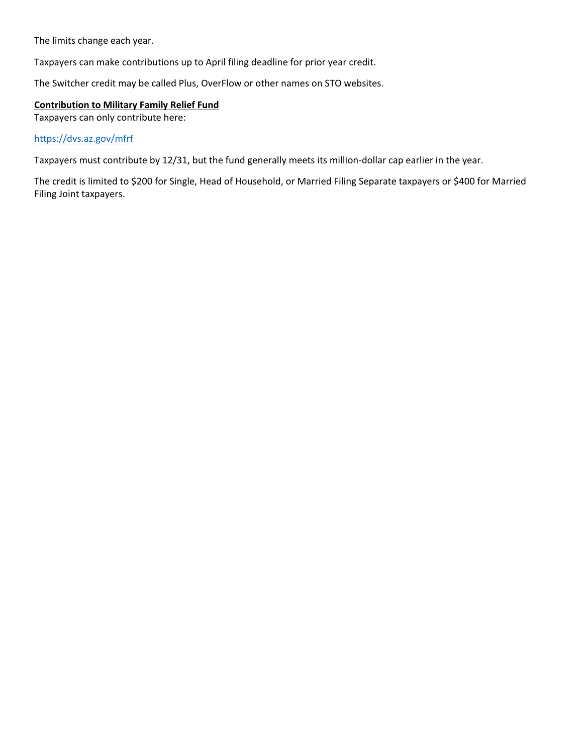The limits change each year.

Taxpayers can make contributions up to April filing deadline for prior year credit.

The Switcher credit may be called Plus, OverFlow or other names on STO websites.

**Contribution to Military Family Relief Fund**
Taxpayers can only contribute here:

https://dvs.az.gov/mfrf

Taxpayers must contribute by 12/31, but the fund generally meets its million-dollar cap earlier in the year.

The credit is limited to $200 for Single, Head of Household, or Married Filing Separate taxpayers or $400 for Married Filing Joint taxpayers.